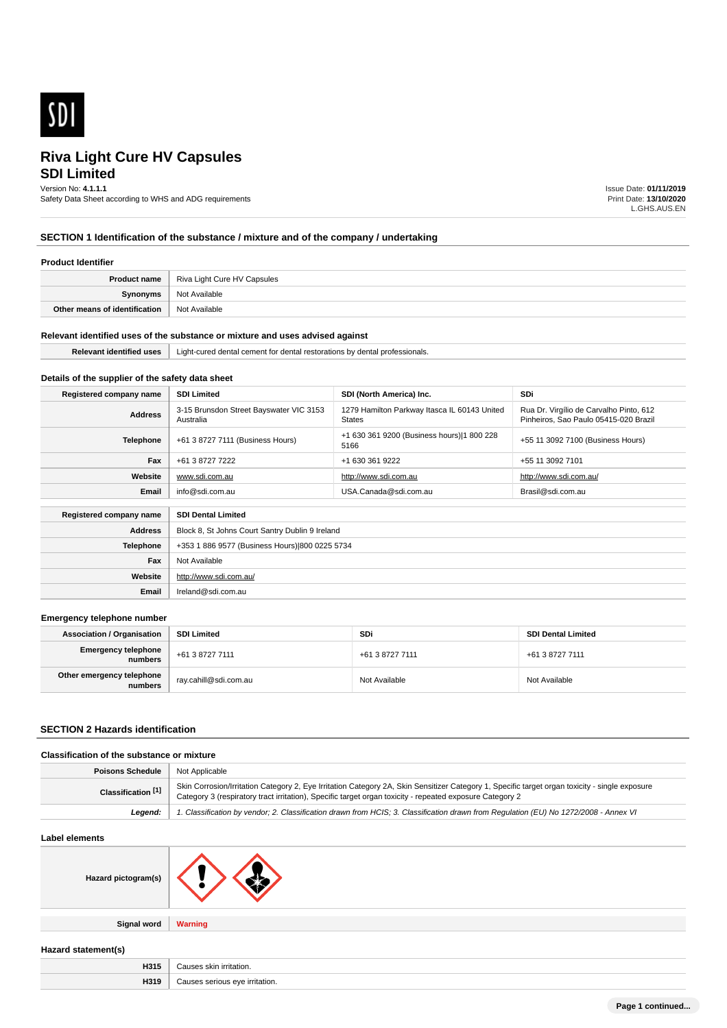# Riva Light Cure HV Capsules

## SDI Limited

Version No: **4.1.1.1**
Safety Data Sheet according to WHS and ADG requirements

Issue Date: **01/11/2019**
Print Date: **13/10/2020**
L.GHS.AUS.EN

## SECTION 1 Identification of the substance / mixture and of the company / undertaking

### Product Identifier

| | |
|---|---|
| **Product name** | Riva Light Cure HV Capsules |
| **Synonyms** | Not Available |
| **Other means of identification** | Not Available |

### Relevant identified uses of the substance or mixture and uses advised against

| | |
|---|---|
| **Relevant identified uses** | Light-cured dental cement for dental restorations by dental professionals. |

### Details of the supplier of the safety data sheet

| | | | |
|---|---|---|---|
| **Registered company name** | **SDI Limited** | **SDI (North America) Inc.** | **SDi** |
| **Address** | 3-15 Brunsdon Street Bayswater VIC 3153 Australia | 1279 Hamilton Parkway Itasca IL 60143 United States | Rua Dr. Virgílio de Carvalho Pinto, 612 Pinheiros, Sao Paulo 05415-020 Brazil |
| **Telephone** | +61 3 8727 7111 (Business Hours) | +1 630 361 9200 (Business hours)\|1 800 228 5166 | +55 11 3092 7100 (Business Hours) |
| **Fax** | +61 3 8727 7222 | +1 630 361 9222 | +55 11 3092 7101 |
| **Website** | www.sdi.com.au | http://www.sdi.com.au | http://www.sdi.com.au/ |
| **Email** | info@sdi.com.au | USA.Canada@sdi.com.au | Brasil@sdi.com.au |

| | |
|---|---|
| **Registered company name** | **SDI Dental Limited** |
| **Address** | Block 8, St Johns Court Santry Dublin 9 Ireland |
| **Telephone** | +353 1 886 9577 (Business Hours)\|800 0225 5734 |
| **Fax** | Not Available |
| **Website** | http://www.sdi.com.au/ |
| **Email** | Ireland@sdi.com.au |

### Emergency telephone number

| | | | |
|---|---|---|---|
| **Association / Organisation** | **SDI Limited** | **SDi** | **SDI Dental Limited** |
| **Emergency telephone numbers** | +61 3 8727 7111 | +61 3 8727 7111 | +61 3 8727 7111 |
| **Other emergency telephone numbers** | ray.cahill@sdi.com.au | Not Available | Not Available |

## SECTION 2 Hazards identification

### Classification of the substance or mixture

| | |
|---|---|
| **Poisons Schedule** | Not Applicable |
| **Classification [1]** | Skin Corrosion/Irritation Category 2, Eye Irritation Category 2A, Skin Sensitizer Category 1, Specific target organ toxicity - single exposure Category 3 (respiratory tract irritation), Specific target organ toxicity - repeated exposure Category 2 |
| ***Legend:*** | *1. Classification by vendor; 2. Classification drawn from HCIS; 3. Classification drawn from Regulation (EU) No 1272/2008 - Annex VI* |

### Label elements

| | |
|---|---|
| **Hazard pictogram(s)** | |
| **Signal word** | **Warning** |

### Hazard statement(s)

| | |
|---|---|
| **H315** | Causes skin irritation. |
| **H319** | Causes serious eye irritation. |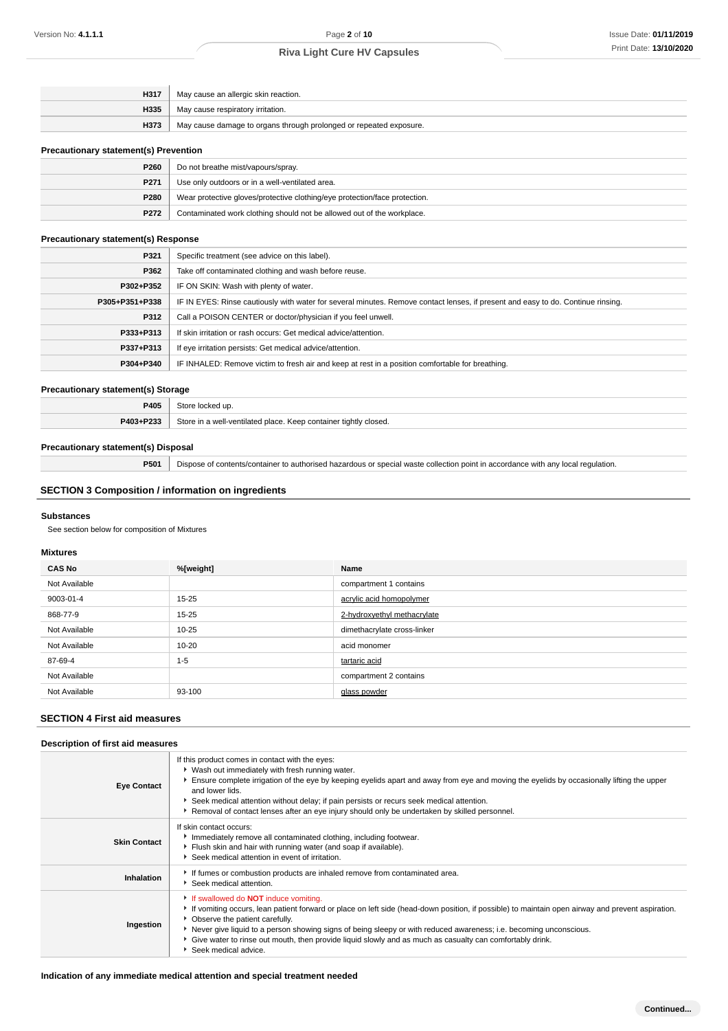| | |
|---|---|
| **H317** | May cause an allergic skin reaction. |
| **H335** | May cause respiratory irritation. |
| **H373** | May cause damage to organs through prolonged or repeated exposure. |

**Precautionary statement(s) Prevention**

| | |
|---|---|
| **P260** | Do not breathe mist/vapours/spray. |
| **P271** | Use only outdoors or in a well-ventilated area. |
| **P280** | Wear protective gloves/protective clothing/eye protection/face protection. |
| **P272** | Contaminated work clothing should not be allowed out of the workplace. |

**Precautionary statement(s) Response**

| | |
|---|---|
| **P321** | Specific treatment (see advice on this label). |
| **P362** | Take off contaminated clothing and wash before reuse. |
| **P302+P352** | IF ON SKIN: Wash with plenty of water. |
| **P305+P351+P338** | IF IN EYES: Rinse cautiously with water for several minutes. Remove contact lenses, if present and easy to do. Continue rinsing. |
| **P312** | Call a POISON CENTER or doctor/physician if you feel unwell. |
| **P333+P313** | If skin irritation or rash occurs: Get medical advice/attention. |
| **P337+P313** | If eye irritation persists: Get medical advice/attention. |
| **P304+P340** | IF INHALED: Remove victim to fresh air and keep at rest in a position comfortable for breathing. |

**Precautionary statement(s) Storage**

| | |
|---|---|
| **P405** | Store locked up. |
| **P403+P233** | Store in a well-ventilated place. Keep container tightly closed. |

**Precautionary statement(s) Disposal**

| | |
|---|---|
| **P501** | Dispose of contents/container to authorised hazardous or special waste collection point in accordance with any local regulation. |

## SECTION 3 Composition / information on ingredients

**Substances**

See section below for composition of Mixtures

**Mixtures**

| CAS No | %[weight] | Name |
|---|---|---|
| Not Available | | compartment 1 contains |
| 9003-01-4 | 15-25 | acrylic acid homopolymer |
| 868-77-9 | 15-25 | 2-hydroxyethyl methacrylate |
| Not Available | 10-25 | dimethacrylate cross-linker |
| Not Available | 10-20 | acid monomer |
| 87-69-4 | 1-5 | tartaric acid |
| Not Available | | compartment 2 contains |
| Not Available | 93-100 | glass powder |

## SECTION 4 First aid measures

**Description of first aid measures**

| | |
|---|---|
| **Eye Contact** | If this product comes in contact with the eyes:<br>- Wash out immediately with fresh running water.<br>- Ensure complete irrigation of the eye by keeping eyelids apart and away from eye and moving the eyelids by occasionally lifting the upper and lower lids.<br>- Seek medical attention without delay; if pain persists or recurs seek medical attention.<br>- Removal of contact lenses after an eye injury should only be undertaken by skilled personnel. |
| **Skin Contact** | If skin contact occurs:<br>- Immediately remove all contaminated clothing, including footwear.<br>- Flush skin and hair with running water (and soap if available).<br>- Seek medical attention in event of irritation. |
| **Inhalation** | - If fumes or combustion products are inhaled remove from contaminated area.<br>- Seek medical attention. |
| **Ingestion** | - If swallowed do **NOT** induce vomiting.<br>- If vomiting occurs, lean patient forward or place on left side (head-down position, if possible) to maintain open airway and prevent aspiration.<br>- Observe the patient carefully.<br>- Never give liquid to a person showing signs of being sleepy or with reduced awareness; i.e. becoming unconscious.<br>- Give water to rinse out mouth, then provide liquid slowly and as much as casualty can comfortably drink.<br>- Seek medical advice. |

**Indication of any immediate medical attention and special treatment needed**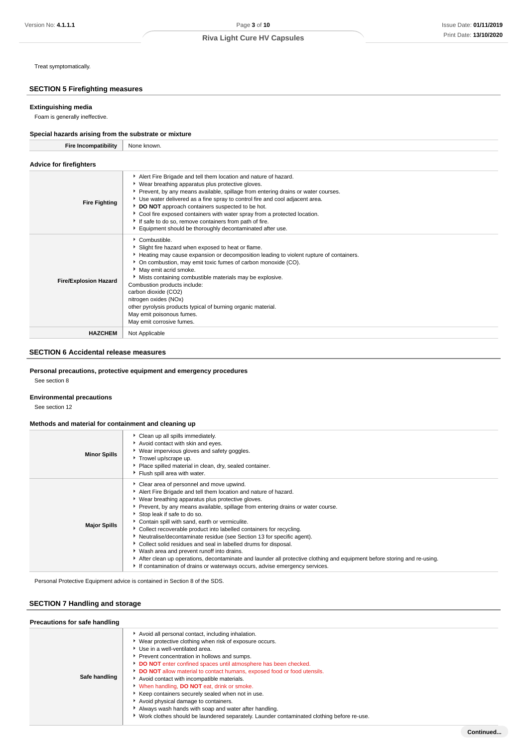Treat symptomatically.

## SECTION 5 Firefighting measures

### Extinguishing media

Foam is generally ineffective.

### Special hazards arising from the substrate or mixture

| Fire Incompatibility | None known. |
|---|---|

### Advice for firefighters

| | |
|---|---|
| **Fire Fighting** | ‣ Alert Fire Brigade and tell them location and nature of hazard.<br>‣ Wear breathing apparatus plus protective gloves.<br>‣ Prevent, by any means available, spillage from entering drains or water courses.<br>‣ Use water delivered as a fine spray to control fire and cool adjacent area.<br>‣ **DO NOT** approach containers suspected to be hot.<br>‣ Cool fire exposed containers with water spray from a protected location.<br>‣ If safe to do so, remove containers from path of fire.<br>‣ Equipment should be thoroughly decontaminated after use. |
| **Fire/Explosion Hazard** | ‣ Combustible.<br>‣ Slight fire hazard when exposed to heat or flame.<br>‣ Heating may cause expansion or decomposition leading to violent rupture of containers.<br>‣ On combustion, may emit toxic fumes of carbon monoxide (CO).<br>‣ May emit acrid smoke.<br>‣ Mists containing combustible materials may be explosive.<br>Combustion products include:<br>carbon dioxide ($CO_2$)<br>nitrogen oxides ($NO_x$)<br>other pyrolysis products typical of burning organic material.<br>May emit poisonous fumes.<br>May emit corrosive fumes. |
| **HAZCHEM** | Not Applicable |

## SECTION 6 Accidental release measures

### Personal precautions, protective equipment and emergency procedures

See section 8

### Environmental precautions

See section 12

### Methods and material for containment and cleaning up

| | |
|---|---|
| **Minor Spills** | ‣ Clean up all spills immediately.<br>‣ Avoid contact with skin and eyes.<br>‣ Wear impervious gloves and safety goggles.<br>‣ Trowel up/scrape up.<br>‣ Place spilled material in clean, dry, sealed container.<br>‣ Flush spill area with water. |
| **Major Spills** | ‣ Clear area of personnel and move upwind.<br>‣ Alert Fire Brigade and tell them location and nature of hazard.<br>‣ Wear breathing apparatus plus protective gloves.<br>‣ Prevent, by any means available, spillage from entering drains or water course.<br>‣ Stop leak if safe to do so.<br>‣ Contain spill with sand, earth or vermiculite.<br>‣ Collect recoverable product into labelled containers for recycling.<br>‣ Neutralise/decontaminate residue (see Section 13 for specific agent).<br>‣ Collect solid residues and seal in labelled drums for disposal.<br>‣ Wash area and prevent runoff into drains.<br>‣ After clean up operations, decontaminate and launder all protective clothing and equipment before storing and re-using.<br>‣ If contamination of drains or waterways occurs, advise emergency services. |

Personal Protective Equipment advice is contained in Section 8 of the SDS.

## SECTION 7 Handling and storage

### Precautions for safe handling

| | |
|---|---|
| **Safe handling** | ‣ Avoid all personal contact, including inhalation.<br>‣ Wear protective clothing when risk of exposure occurs.<br>‣ Use in a well-ventilated area.<br>‣ Prevent concentration in hollows and sumps.<br>‣ **DO NOT** enter confined spaces until atmosphere has been checked.<br>‣ **DO NOT** allow material to contact humans, exposed food or food utensils.<br>‣ Avoid contact with incompatible materials.<br>‣ When handling, **DO NOT** eat, drink or smoke.<br>‣ Keep containers securely sealed when not in use.<br>‣ Avoid physical damage to containers.<br>‣ Always wash hands with soap and water after handling.<br>‣ Work clothes should be laundered separately. Launder contaminated clothing before re-use. |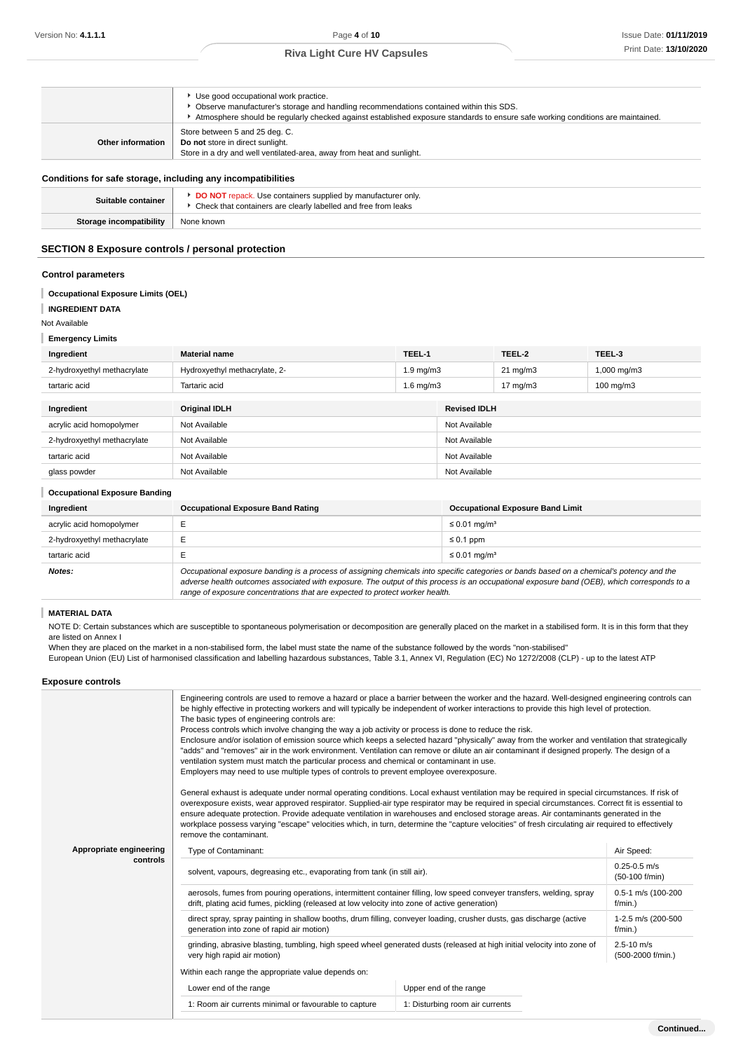| | |
|---|---|
| | - Use good occupational work practice.<br>- Observe manufacturer's storage and handling recommendations contained within this SDS.<br>- Atmosphere should be regularly checked against established exposure standards to ensure safe working conditions are maintained. |
| **Other information** | Store between 5 and 25 deg. C.<br>**Do not** store in direct sunlight.<br>Store in a dry and well ventilated-area, away from heat and sunlight. |

### Conditions for safe storage, including any incompatibilities

| | |
|---|---|
| **Suitable container** | - **DO NOT** repack. Use containers supplied by manufacturer only.<br>- Check that containers are clearly labelled and free from leaks |
| **Storage incompatibility** | None known |

## SECTION 8 Exposure controls / personal protection

### Control parameters

**Occupational Exposure Limits (OEL)**

**INGREDIENT DATA**

Not Available

**Emergency Limits**

| Ingredient | Material name | TEEL-1 | TEEL-2 | TEEL-3 |
|---|---|---|---|---|
| 2-hydroxyethyl methacrylate | Hydroxyethyl methacrylate, 2- | 1.9 mg/m3 | 21 mg/m3 | 1,000 mg/m3 |
| tartaric acid | Tartaric acid | 1.6 mg/m3 | 17 mg/m3 | 100 mg/m3 |

| Ingredient | Original IDLH | Revised IDLH |
|---|---|---|
| acrylic acid homopolymer | Not Available | Not Available |
| 2-hydroxyethyl methacrylate | Not Available | Not Available |
| tartaric acid | Not Available | Not Available |
| glass powder | Not Available | Not Available |

**Occupational Exposure Banding**

| Ingredient | Occupational Exposure Band Rating | Occupational Exposure Band Limit |
|---|---|---|
| acrylic acid homopolymer | E | ≤ 0.01 mg/m³ |
| 2-hydroxyethyl methacrylate | E | ≤ 0.1 ppm |
| tartaric acid | E | ≤ 0.01 mg/m³ |
| ***Notes:*** | *Occupational exposure banding is a process of assigning chemicals into specific categories or bands based on a chemical's potency and the adverse health outcomes associated with exposure. The output of this process is an occupational exposure band (OEB), which corresponds to a range of exposure concentrations that are expected to protect worker health.* | |

**MATERIAL DATA**

NOTE D: Certain substances which are susceptible to spontaneous polymerisation or decomposition are generally placed on the market in a stabilised form. It is in this form that they are listed on Annex I

When they are placed on the market in a non-stabilised form, the label must state the name of the substance followed by the words "non-stabilised"

European Union (EU) List of harmonised classification and labelling hazardous substances, Table 3.1, Annex VI, Regulation (EC) No 1272/2008 (CLP) - up to the latest ATP

### Exposure controls

**Appropriate engineering controls**

Engineering controls are used to remove a hazard or place a barrier between the worker and the hazard. Well-designed engineering controls can be highly effective in protecting workers and will typically be independent of worker interactions to provide this high level of protection.
The basic types of engineering controls are:
Process controls which involve changing the way a job activity or process is done to reduce the risk.
Enclosure and/or isolation of emission source which keeps a selected hazard "physically" away from the worker and ventilation that strategically "adds" and "removes" air in the work environment. Ventilation can remove or dilute an air contaminant if designed properly. The design of a ventilation system must match the particular process and chemical or contaminant in use.
Employers may need to use multiple types of controls to prevent employee overexposure.

General exhaust is adequate under normal operating conditions. Local exhaust ventilation may be required in special circumstances. If risk of overexposure exists, wear approved respirator. Supplied-air type respirator may be required in special circumstances. Correct fit is essential to ensure adequate protection. Provide adequate ventilation in warehouses and enclosed storage areas. Air contaminants generated in the workplace possess varying "escape" velocities which, in turn, determine the "capture velocities" of fresh circulating air required to effectively remove the contaminant.

| Type of Contaminant: | Air Speed: |
|---|---|
| solvent, vapours, degreasing etc., evaporating from tank (in still air). | 0.25-0.5 m/s (50-100 f/min) |
| aerosols, fumes from pouring operations, intermittent container filling, low speed conveyer transfers, welding, spray drift, plating acid fumes, pickling (released at low velocity into zone of active generation) | 0.5-1 m/s (100-200 f/min.) |
| direct spray, spray painting in shallow booths, drum filling, conveyer loading, crusher dusts, gas discharge (active generation into zone of rapid air motion) | 1-2.5 m/s (200-500 f/min.) |
| grinding, abrasive blasting, tumbling, high speed wheel generated dusts (released at high initial velocity into zone of very high rapid air motion) | 2.5-10 m/s (500-2000 f/min.) |

Within each range the appropriate value depends on:

| Lower end of the range | Upper end of the range |
|---|---|
| 1: Room air currents minimal or favourable to capture | 1: Disturbing room air currents |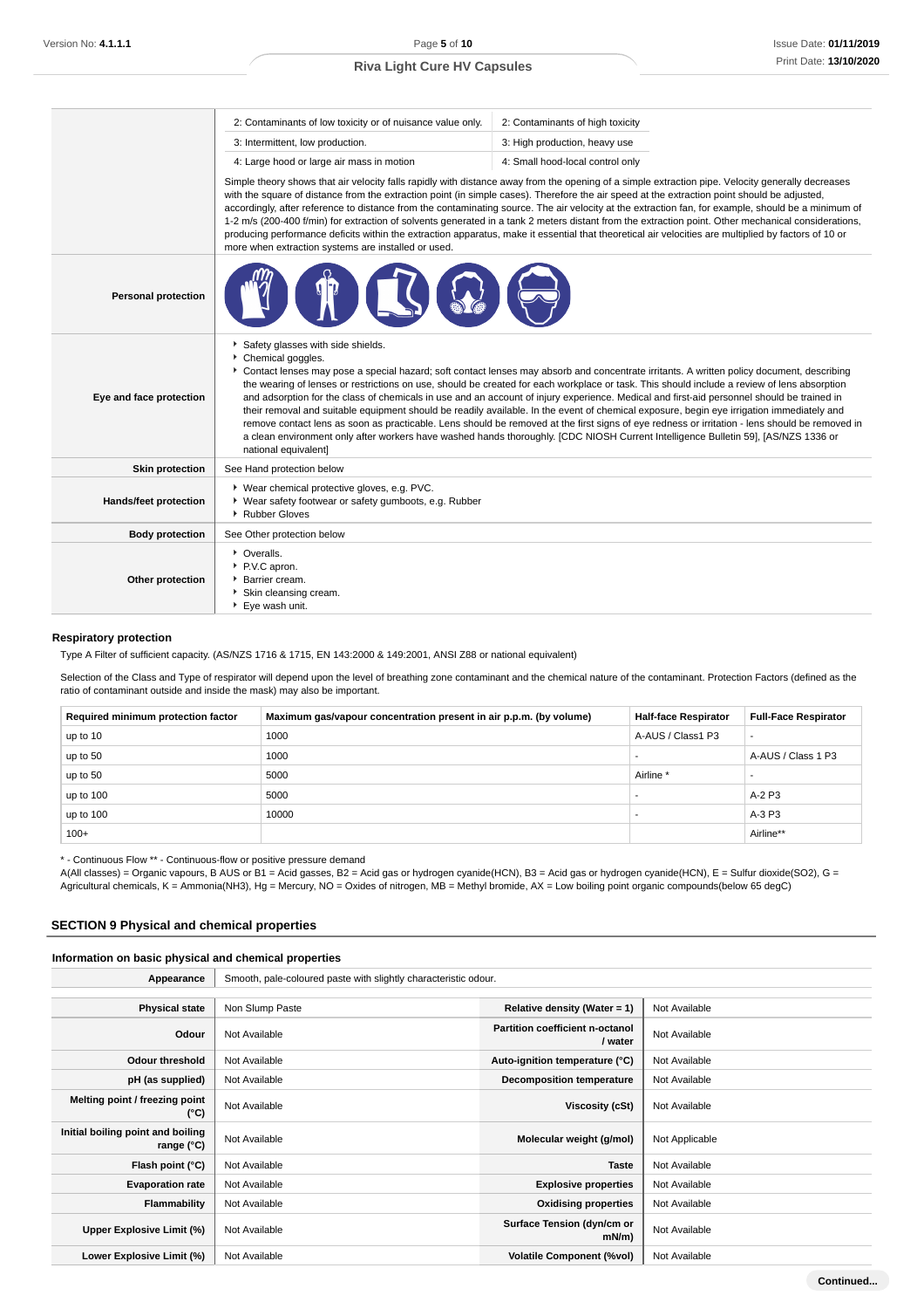| | | |
|---|---|---|
| | 2: Contaminants of low toxicity or of nuisance value only. | 2: Contaminants of high toxicity |
| | 3: Intermittent, low production. | 3: High production, heavy use |
| | 4: Large hood or large air mass in motion | 4: Small hood-local control only |
| | Simple theory shows that air velocity falls rapidly with distance away from the opening of a simple extraction pipe. Velocity generally decreases with the square of distance from the extraction point (in simple cases). Therefore the air speed at the extraction point should be adjusted, accordingly, after reference to distance from the contaminating source. The air velocity at the extraction fan, for example, should be a minimum of 1-2 m/s (200-400 f/min) for extraction of solvents generated in a tank 2 meters distant from the extraction point. Other mechanical considerations, producing performance deficits within the extraction apparatus, make it essential that theoretical air velocities are multiplied by factors of 10 or more when extraction systems are installed or used. | |
| **Personal protection** | | |
| **Eye and face protection** | ▸ Safety glasses with side shields.<br>▸ Chemical goggles.<br>▸ Contact lenses may pose a special hazard; soft contact lenses may absorb and concentrate irritants. A written policy document, describing the wearing of lenses or restrictions on use, should be created for each workplace or task. This should include a review of lens absorption and adsorption for the class of chemicals in use and an account of injury experience. Medical and first-aid personnel should be trained in their removal and suitable equipment should be readily available. In the event of chemical exposure, begin eye irrigation immediately and remove contact lens as soon as practicable. Lens should be removed at the first signs of eye redness or irritation - lens should be removed in a clean environment only after workers have washed hands thoroughly. [CDC NIOSH Current Intelligence Bulletin 59], [AS/NZS 1336 or national equivalent] | |
| **Skin protection** | See Hand protection below | |
| **Hands/feet protection** | ▸ Wear chemical protective gloves, e.g. PVC.<br>▸ Wear safety footwear or safety gumboots, e.g. Rubber<br>▸ Rubber Gloves | |
| **Body protection** | See Other protection below | |
| **Other protection** | ▸ Overalls.<br>▸ P.V.C apron.<br>▸ Barrier cream.<br>▸ Skin cleansing cream.<br>▸ Eye wash unit. | |

### Respiratory protection

Type A Filter of sufficient capacity. (AS/NZS 1716 & 1715, EN 143:2000 & 149:2001, ANSI Z88 or national equivalent)

Selection of the Class and Type of respirator will depend upon the level of breathing zone contaminant and the chemical nature of the contaminant. Protection Factors (defined as the ratio of contaminant outside and inside the mask) may also be important.

| Required minimum protection factor | Maximum gas/vapour concentration present in air p.p.m. (by volume) | Half-face Respirator | Full-Face Respirator |
|---|---|---|---|
| up to 10 | 1000 | A-AUS / Class1 P3 | - |
| up to 50 | 1000 | - | A-AUS / Class 1 P3 |
| up to 50 | 5000 | Airline * | - |
| up to 100 | 5000 | - | A-2 P3 |
| up to 100 | 10000 | - | A-3 P3 |
| 100+ | | | Airline** |

* - Continuous Flow ** - Continuous-flow or positive pressure demand
A(All classes) = Organic vapours, B AUS or B1 = Acid gasses, B2 = Acid gas or hydrogen cyanide(HCN), B3 = Acid gas or hydrogen cyanide(HCN), E = Sulfur dioxide(SO2), G = Agricultural chemicals, K = Ammonia(NH3), Hg = Mercury, NO = Oxides of nitrogen, MB = Methyl bromide, AX = Low boiling point organic compounds(below 65 degC)

## SECTION 9 Physical and chemical properties

### Information on basic physical and chemical properties

| | | | |
|---|---|---|---|
| **Appearance** | Smooth, pale-coloured paste with slightly characteristic odour. | | |
| **Physical state** | Non Slump Paste | **Relative density (Water = 1)** | Not Available |
| **Odour** | Not Available | **Partition coefficient n-octanol / water** | Not Available |
| **Odour threshold** | Not Available | **Auto-ignition temperature (°C)** | Not Available |
| **pH (as supplied)** | Not Available | **Decomposition temperature** | Not Available |
| **Melting point / freezing point (°C)** | Not Available | **Viscosity (cSt)** | Not Available |
| **Initial boiling point and boiling range (°C)** | Not Available | **Molecular weight (g/mol)** | Not Applicable |
| **Flash point (°C)** | Not Available | **Taste** | Not Available |
| **Evaporation rate** | Not Available | **Explosive properties** | Not Available |
| **Flammability** | Not Available | **Oxidising properties** | Not Available |
| **Upper Explosive Limit (%)** | Not Available | **Surface Tension (dyn/cm or mN/m)** | Not Available |
| **Lower Explosive Limit (%)** | Not Available | **Volatile Component (%vol)** | Not Available |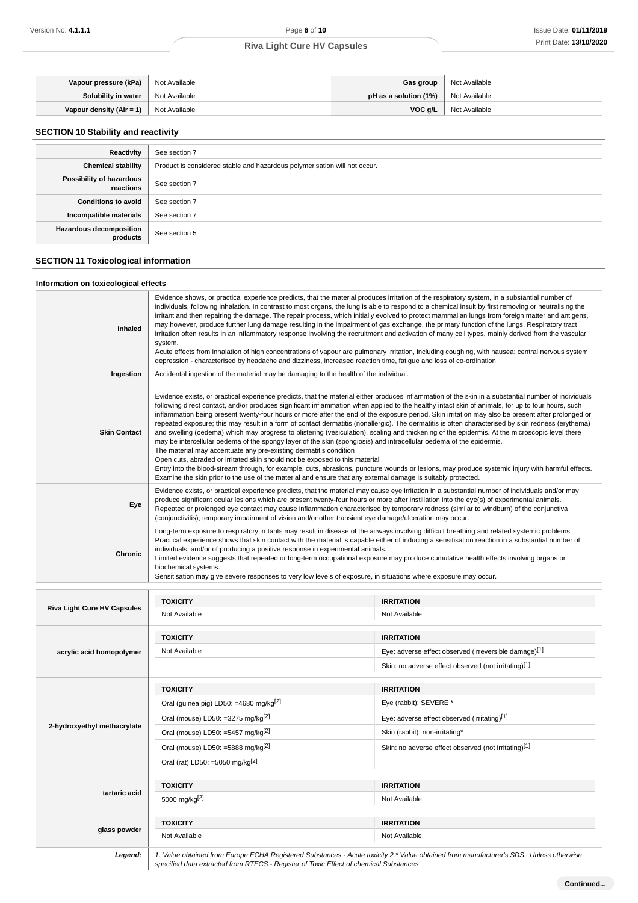| Vapour pressure (kPa) | Not Available | Gas group | Not Available |
|---|---|---|---|
| Solubility in water | Not Available | pH as a solution (1%) | Not Available |
| Vapour density (Air = 1) | Not Available | VOC g/L | Not Available |

## SECTION 10 Stability and reactivity

| | |
|---|---|
| Reactivity | See section 7 |
| Chemical stability | Product is considered stable and hazardous polymerisation will not occur. |
| Possibility of hazardous reactions | See section 7 |
| Conditions to avoid | See section 7 |
| Incompatible materials | See section 7 |
| Hazardous decomposition products | See section 5 |

## SECTION 11 Toxicological information

### Information on toxicological effects

| | |
|---|---|
| Inhaled | Evidence shows, or practical experience predicts, that the material produces irritation of the respiratory system, in a substantial number of individuals, following inhalation. In contrast to most organs, the lung is able to respond to a chemical insult by first removing or neutralising the irritant and then repairing the damage. The repair process, which initially evolved to protect mammalian lungs from foreign matter and antigens, may however, produce further lung damage resulting in the impairment of gas exchange, the primary function of the lungs. Respiratory tract irritation often results in an inflammatory response involving the recruitment and activation of many cell types, mainly derived from the vascular system.<br>Acute effects from inhalation of high concentrations of vapour are pulmonary irritation, including coughing, with nausea; central nervous system depression - characterised by headache and dizziness, increased reaction time, fatigue and loss of co-ordination |
| Ingestion | Accidental ingestion of the material may be damaging to the health of the individual. |
| Skin Contact | Evidence exists, or practical experience predicts, that the material either produces inflammation of the skin in a substantial number of individuals following direct contact, and/or produces significant inflammation when applied to the healthy intact skin of animals, for up to four hours, such inflammation being present twenty-four hours or more after the end of the exposure period. Skin irritation may also be present after prolonged or repeated exposure; this may result in a form of contact dermatitis (nonallergic). The dermatitis is often characterised by skin redness (erythema) and swelling (oedema) which may progress to blistering (vesiculation), scaling and thickening of the epidermis. At the microscopic level there may be intercellular oedema of the spongy layer of the skin (spongiosis) and intracellular oedema of the epidermis.<br>The material may accentuate any pre-existing dermatitis condition<br>Open cuts, abraded or irritated skin should not be exposed to this material<br>Entry into the blood-stream through, for example, cuts, abrasions, puncture wounds or lesions, may produce systemic injury with harmful effects. Examine the skin prior to the use of the material and ensure that any external damage is suitably protected. |
| Eye | Evidence exists, or practical experience predicts, that the material may cause eye irritation in a substantial number of individuals and/or may produce significant ocular lesions which are present twenty-four hours or more after instillation into the eye(s) of experimental animals.<br>Repeated or prolonged eye contact may cause inflammation characterised by temporary redness (similar to windburn) of the conjunctiva (conjunctivitis); temporary impairment of vision and/or other transient eye damage/ulceration may occur. |
| Chronic | Long-term exposure to respiratory irritants may result in disease of the airways involving difficult breathing and related systemic problems.<br>Practical experience shows that skin contact with the material is capable either of inducing a sensitisation reaction in a substantial number of individuals, and/or of producing a positive response in experimental animals.<br>Limited evidence suggests that repeated or long-term occupational exposure may produce cumulative health effects involving organs or biochemical systems.<br>Sensitisation may give severe responses to very low levels of exposure, in situations where exposure may occur. |

| | TOXICITY | IRRITATION |
|---|---|---|
| Riva Light Cure HV Capsules | Not Available | Not Available |
| acrylic acid homopolymer | Not Available | Eye: adverse effect observed (irreversible damage)[1] |
| | | Skin: no adverse effect observed (not irritating)[1] |
| 2-hydroxyethyl methacrylate | Oral (guinea pig) LD50: =4680 mg/kg[2] | Eye (rabbit): SEVERE * |
| | Oral (mouse) LD50: =3275 mg/kg[2] | Eye: adverse effect observed (irritating)[1] |
| | Oral (mouse) LD50: =5457 mg/kg[2] | Skin (rabbit): non-irritating* |
| | Oral (mouse) LD50: =5888 mg/kg[2] | Skin: no adverse effect observed (not irritating)[1] |
| | Oral (rat) LD50: =5050 mg/kg[2] | |
| tartaric acid | 5000 mg/kg[2] | Not Available |
| glass powder | Not Available | Not Available |

| | |
|---|---|
| *Legend:* | *1. Value obtained from Europe ECHA Registered Substances - Acute toxicity 2.* Value obtained from manufacturer's SDS. Unless otherwise specified data extracted from RTECS - Register of Toxic Effect of chemical Substances* |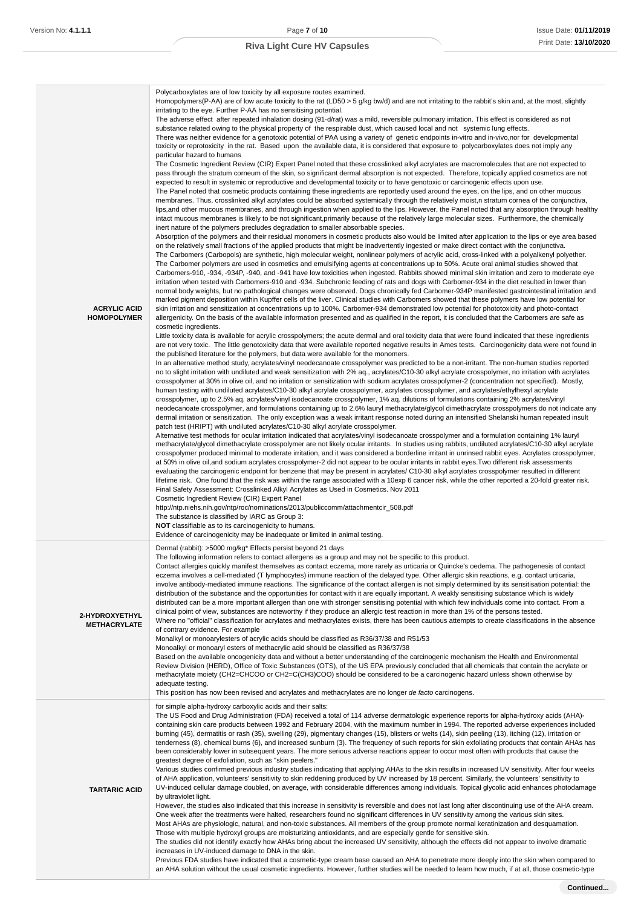| | |
|---|---|
| **ACRYLIC ACID HOMOPOLYMER** | Polycarboxylates are of low toxicity by all exposure routes examined.<br>Homopolymers(P-AA) are of low acute toxicity to the rat (LD50 > 5 g/kg bw/d) and are not irritating to the rabbit's skin and, at the most, slightly irritating to the eye. Further P-AA has no sensitising potential.<br>The adverse effect after repeated inhalation dosing (91-d/rat) was a mild, reversible pulmonary irritation. This effect is considered as not substance related owing to the physical property of the respirable dust, which caused local and not systemic lung effects.<br>There was neither evidence for a genotoxic potential of PAA using a variety of genetic endpoints in-vitro and in-vivo,nor for developmental toxicity or reprotoxicity in the rat. Based upon the available data, it is considered that exposure to polycarboxylates does not imply any particular hazard to humans<br>The Cosmetic Ingredient Review (CIR) Expert Panel noted that these crosslinked alkyl acrylates are macromolecules that are not expected to pass through the stratum corneum of the skin, so significant dermal absorption is not expected. Therefore, topically applied cosmetics are not expected to result in systemic or reproductive and developmental toxicity or to have genotoxic or carcinogenic effects upon use.<br>The Panel noted that cosmetic products containing these ingredients are reportedly used around the eyes, on the lips, and on other mucous membranes. Thus, crosslinked alkyl acrylates could be absorbed systemically through the relatively moist,n stratum cornea of the conjunctiva, lips,and other mucous membranes, and through ingestion when applied to the lips. However, the Panel noted that any absorption through healthy intact mucous membranes is likely to be not significant,primarily because of the relatively large molecular sizes. Furthermore, the chemically inert nature of the polymers precludes degradation to smaller absorbable species.<br>Absorption of the polymers and their residual monomers in cosmetic products also would be limited after application to the lips or eye area based on the relatively small fractions of the applied products that might be inadvertently ingested or make direct contact with the conjunctiva.<br>The Carbomers (Carbopols) are synthetic, high molecular weight, nonlinear polymers of acrylic acid, cross-linked with a polyalkenyl polyether. The Carbomer polymers are used in cosmetics and emulsifying agents at concentrations up to 50%. Acute oral animal studies showed that Carbomers-910, -934, -934P, -940, and -941 have low toxicities when ingested. Rabbits showed minimal skin irritation and zero to moderate eye irritation when tested with Carbomers-910 and -934. Subchronic feeding of rats and dogs with Carbomer-934 in the diet resulted in lower than normal body weights, but no pathological changes were observed. Dogs chronically fed Carbomer-934P manifested gastrointestinal irritation and marked pigment deposition within Kupffer cells of the liver. Clinical studies with Carbomers showed that these polymers have low potential for skin irritation and sensitization at concentrations up to 100%. Carbomer-934 demonstrated low potential for phototoxicity and photo-contact allergenicity. On the basis of the available information presented and as qualified in the report, it is concluded that the Carbomers are safe as cosmetic ingredients.<br>Little toxicity data is available for acrylic crosspolymers; the acute dermal and oral toxicity data that were found indicated that these ingredients are not very toxic. The little genotoxicity data that were available reported negative results in Ames tests. Carcinogenicity data were not found in the published literature for the polymers, but data were available for the monomers.<br>In an alternative method study, acrylates/vinyl neodecanoate crosspolymer was predicted to be a non-irritant. The non-human studies reported no to slight irritation with undiluted and weak sensitization with 2% aq., acrylates/C10-30 alkyl acrylate crosspolymer, no irritation with acrylates crosspolymer at 30% in olive oil, and no irritation or sensitization with sodium acrylates crosspolymer-2 (concentration not specified). Mostly, human testing with undiluted acrylates/C10-30 alkyl acrylate crosspolymer, acrylates crosspolymer, and acrylates/ethylhexyl acrylate crosspolymer, up to 2.5% aq. acrylates/vinyl isodecanoate crosspolymer, 1% aq. dilutions of formulations containing 2% acrylates/vinyl neodecanoate crosspolymer, and formulations containing up to 2.6% lauryl methacrylate/glycol dimethacrylate crosspolymers do not indicate any dermal irritation or sensitization. The only exception was a weak irritant response noted during an intensified Shelanski human repeated insult patch test (HRIPT) with undiluted acrylates/C10-30 alkyl acrylate crosspolymer.<br>Alternative test methods for ocular irritation indicated that acrylates/vinyl isodecanoate crosspolymer and a formulation containing 1% lauryl methacrylate/glycol dimethacrylate crosspolymer are not likely ocular irritants. In studies using rabbits, undiluted acrylates/C10-30 alkyl acrylate crosspolymer produced minimal to moderate irritation, and it was considered a borderline irritant in unrinsed rabbit eyes. Acrylates crosspolymer, at 50% in olive oil,and sodium acrylates crosspolymer-2 did not appear to be ocular irritants in rabbit eyes.Two different risk assessments evaluating the carcinogenic endpoint for benzene that may be present in acrylates/ C10-30 alkyl acrylates crosspolymer resulted in different lifetime risk. One found that the risk was within the range associated with a 10exp 6 cancer risk, while the other reported a 20-fold greater risk.<br>Final Safety Assessment: Crosslinked Alkyl Acrylates as Used in Cosmetics. Nov 2011<br>Cosmetic Ingredient Review (CIR) Expert Panel<br>http://ntp.niehs.nih.gov/ntp/roc/nominations/2013/publiccomm/attachmentcir_508.pdf<br>The substance is classified by IARC as Group 3:<br>**NOT** classifiable as to its carcinogenicity to humans.<br>Evidence of carcinogenicity may be inadequate or limited in animal testing. |
| **2-HYDROXYETHYL METHACRYLATE** | Dermal (rabbit): >5000 mg/kg* Effects persist beyond 21 days<br>The following information refers to contact allergens as a group and may not be specific to this product.<br>Contact allergies quickly manifest themselves as contact eczema, more rarely as urticaria or Quincke's oedema. The pathogenesis of contact eczema involves a cell-mediated (T lymphocytes) immune reaction of the delayed type. Other allergic skin reactions, e.g. contact urticaria, involve antibody-mediated immune reactions. The significance of the contact allergen is not simply determined by its sensitisation potential: the distribution of the substance and the opportunities for contact with it are equally important. A weakly sensitising substance which is widely distributed can be a more important allergen than one with stronger sensitising potential with which few individuals come into contact. From a clinical point of view, substances are noteworthy if they produce an allergic test reaction in more than 1% of the persons tested.<br>Where no "official" classification for acrylates and methacrylates exists, there has been cautious attempts to create classifications in the absence of contrary evidence. For example<br>Monalkyl or monoarylesters of acrylic acids should be classified as R36/37/38 and R51/53<br>Monoalkyl or monoaryl esters of methacrylic acid should be classified as R36/37/38<br>Based on the available oncogenicity data and without a better understanding of the carcinogenic mechanism the Health and Environmental Review Division (HERD), Office of Toxic Substances (OTS), of the US EPA previously concluded that all chemicals that contain the acrylate or methacrylate moiety (CH2=CHCOO or CH2=C(CH3)COO) should be considered to be a carcinogenic hazard unless shown otherwise by adequate testing.<br>This position has now been revised and acrylates and methacrylates are no longer *de facto* carcinogens. |
| **TARTARIC ACID** | for simple alpha-hydroxy carboxylic acids and their salts:<br>The US Food and Drug Administration (FDA) received a total of 114 adverse dermatologic experience reports for alpha-hydroxy acids (AHA)-containing skin care products between 1992 and February 2004, with the maximum number in 1994. The reported adverse experiences included burning (45), dermatitis or rash (35), swelling (29), pigmentary changes (15), blisters or welts (14), skin peeling (13), itching (12), irritation or tenderness (8), chemical burns (6), and increased sunburn (3). The frequency of such reports for skin exfoliating products that contain AHAs has been considerably lower in subsequent years. The more serious adverse reactions appear to occur most often with products that cause the greatest degree of exfoliation, such as "skin peelers."<br>Various studies confirmed previous industry studies indicating that applying AHAs to the skin results in increased UV sensitivity. After four weeks of AHA application, volunteers' sensitivity to skin reddening produced by UV increased by 18 percent. Similarly, the volunteers' sensitivity to UV-induced cellular damage doubled, on average, with considerable differences among individuals. Topical glycolic acid enhances photodamage by ultraviolet light.<br>However, the studies also indicated that this increase in sensitivity is reversible and does not last long after discontinuing use of the AHA cream. One week after the treatments were halted, researchers found no significant differences in UV sensitivity among the various skin sites.<br>Most AHAs are physiologic, natural, and non-toxic substances. All members of the group promote normal keratinization and desquamation. Those with multiple hydroxyl groups are moisturizing antioxidants, and are especially gentle for sensitive skin.<br>The studies did not identify exactly how AHAs bring about the increased UV sensitivity, although the effects did not appear to involve dramatic increases in UV-induced damage to DNA in the skin.<br>Previous FDA studies have indicated that a cosmetic-type cream base caused an AHA to penetrate more deeply into the skin when compared to an AHA solution without the usual cosmetic ingredients. However, further studies will be needed to learn how much, if at all, those cosmetic-type |

**Continued...**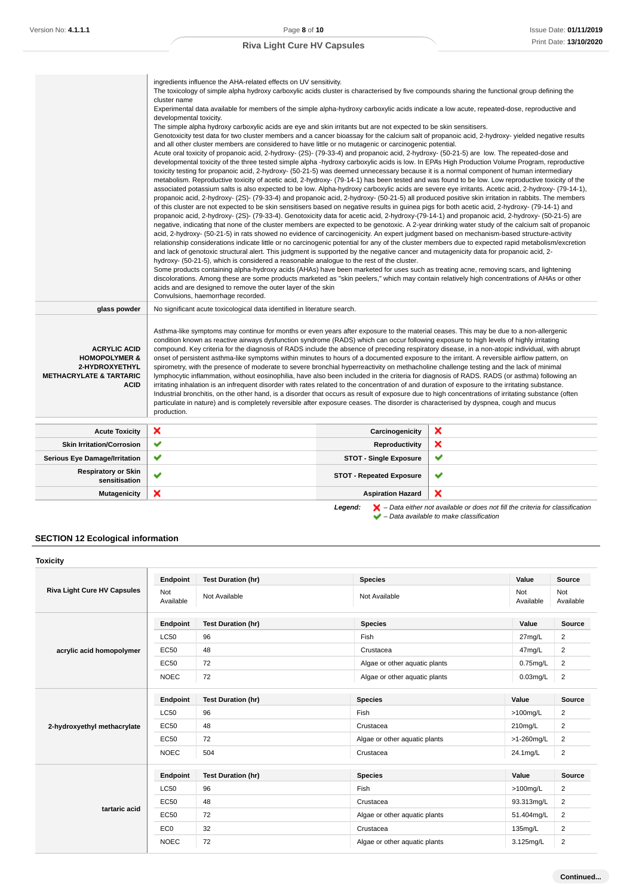| | |
|---|---|
| | ingredients influence the AHA-related effects on UV sensitivity.<br>The toxicology of simple alpha hydroxy carboxylic acids cluster is characterised by five compounds sharing the functional group defining the cluster name<br>Experimental data available for members of the simple alpha-hydroxy carboxylic acids indicate a low acute, repeated-dose, reproductive and developmental toxicity.<br>The simple alpha hydroxy carboxylic acids are eye and skin irritants but are not expected to be skin sensitisers.<br>Genotoxicity test data for two cluster members and a cancer bioassay for the calcium salt of propanoic acid, 2-hydroxy- yielded negative results and all other cluster members are considered to have little or no mutagenic or carcinogenic potential.<br>Acute oral toxicity of propanoic acid, 2-hydroxy- (2S)- (79-33-4) and propanoic acid, 2-hydroxy- (50-21-5) are low. The repeated-dose and developmental toxicity of the three tested simple alpha -hydroxy carboxylic acids is low. In EPAs High Production Volume Program, reproductive toxicity testing for propanoic acid, 2-hydroxy- (50-21-5) was deemed unnecessary because it is a normal component of human intermediary metabolism. Reproductive toxicity of acetic acid, 2-hydroxy- (79-14-1) has been tested and was found to be low. Low reproductive toxicity of the associated potassium salts is also expected to be low. Alpha-hydroxy carboxylic acids are severe eye irritants. Acetic acid, 2-hydroxy- (79-14-1), propanoic acid, 2-hydroxy- (2S)- (79-33-4) and propanoic acid, 2-hydroxy- (50-21-5) all produced positive skin irritation in rabbits. The members of this cluster are not expected to be skin sensitisers based on negative results in guinea pigs for both acetic acid, 2-hydroxy- (79-14-1) and propanoic acid, 2-hydroxy- (2S)- (79-33-4). Genotoxicity data for acetic acid, 2-hydroxy-(79-14-1) and propanoic acid, 2-hydroxy- (50-21-5) are negative, indicating that none of the cluster members are expected to be genotoxic. A 2-year drinking water study of the calcium salt of propanoic acid, 2-hydroxy- (50-21-5) in rats showed no evidence of carcinogenicity. An expert judgment based on mechanism-based structure-activity relationship considerations indicate little or no carcinogenic potential for any of the cluster members due to expected rapid metabolism/excretion and lack of genotoxic structural alert. This judgment is supported by the negative cancer and mutagenicity data for propanoic acid, 2-hydroxy- (50-21-5), which is considered a reasonable analogue to the rest of the cluster.<br>Some products containing alpha-hydroxy acids (AHAs) have been marketed for uses such as treating acne, removing scars, and lightening discolorations. Among these are some products marketed as "skin peelers," which may contain relatively high concentrations of AHAs or other acids and are designed to remove the outer layer of the skin<br>Convulsions, haemorrhage recorded. |
| **glass powder** | No significant acute toxicological data identified in literature search. |
| **ACRYLIC ACID HOMOPOLYMER & 2-HYDROXYETHYL METHACRYLATE & TARTARIC ACID** | Asthma-like symptoms may continue for months or even years after exposure to the material ceases. This may be due to a non-allergenic condition known as reactive airways dysfunction syndrome (RADS) which can occur following exposure to high levels of highly irritating compound. Key criteria for the diagnosis of RADS include the absence of preceding respiratory disease, in a non-atopic individual, with abrupt onset of persistent asthma-like symptoms within minutes to hours of a documented exposure to the irritant. A reversible airflow pattern, on spirometry, with the presence of moderate to severe bronchial hyperreactivity on methacholine challenge testing and the lack of minimal lymphocytic inflammation, without eosinophilia, have also been included in the criteria for diagnosis of RADS. RADS (or asthma) following an irritating inhalation is an infrequent disorder with rates related to the concentration of and duration of exposure to the irritating substance. Industrial bronchitis, on the other hand, is a disorder that occurs as result of exposure due to high concentrations of irritating substance (often particulate in nature) and is completely reversible after exposure ceases. The disorder is characterised by dyspnea, cough and mucus production. |

| | | | |
|---|---|---|---|
| **Acute Toxicity** | ❌ | **Carcinogenicity** | ❌ |
| **Skin Irritation/Corrosion** | ✔ | **Reproductivity** | ❌ |
| **Serious Eye Damage/Irritation** | ✔ | **STOT - Single Exposure** | ✔ |
| **Respiratory or Skin sensitisation** | ✔ | **STOT - Repeated Exposure** | ✔ |
| **Mutagenicity** | ❌ | **Aspiration Hazard** | ❌ |

***Legend:*** ❌ *– Data either not available or does not fill the criteria for classification*
✔ *– Data available to make classification*

## SECTION 12 Ecological information

### Toxicity

| | Endpoint | Test Duration (hr) | Species | Value | Source |
|---|---|---|---|---|---|
| **Riva Light Cure HV Capsules** | Not Available | Not Available | Not Available | Not Available | Not Available |

| | Endpoint | Test Duration (hr) | Species | Value | Source |
|---|---|---|---|---|---|
| **acrylic acid homopolymer** | LC50 | 96 | Fish | 27mg/L | 2 |
| | EC50 | 48 | Crustacea | 47mg/L | 2 |
| | EC50 | 72 | Algae or other aquatic plants | 0.75mg/L | 2 |
| | NOEC | 72 | Algae or other aquatic plants | 0.03mg/L | 2 |

| | Endpoint | Test Duration (hr) | Species | Value | Source |
|---|---|---|---|---|---|
| **2-hydroxyethyl methacrylate** | LC50 | 96 | Fish | >100mg/L | 2 |
| | EC50 | 48 | Crustacea | 210mg/L | 2 |
| | EC50 | 72 | Algae or other aquatic plants | >1-260mg/L | 2 |
| | NOEC | 504 | Crustacea | 24.1mg/L | 2 |

| | Endpoint | Test Duration (hr) | Species | Value | Source |
|---|---|---|---|---|---|
| **tartaric acid** | LC50 | 96 | Fish | >100mg/L | 2 |
| | EC50 | 48 | Crustacea | 93.313mg/L | 2 |
| | EC50 | 72 | Algae or other aquatic plants | 51.404mg/L | 2 |
| | EC0 | 32 | Crustacea | 135mg/L | 2 |
| | NOEC | 72 | Algae or other aquatic plants | 3.125mg/L | 2 |

**Continued...**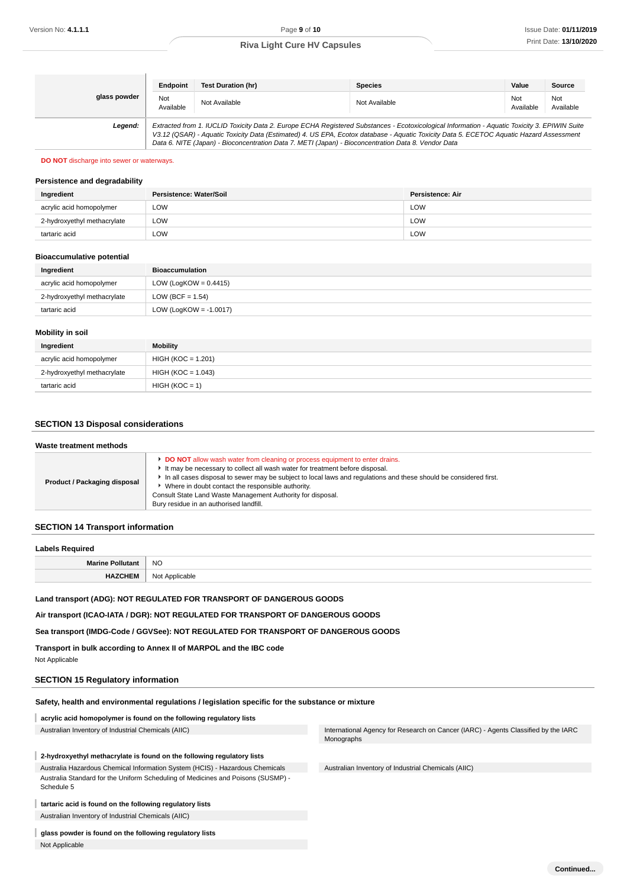| glass powder | Endpoint | Test Duration (hr) | Species | Value | Source |
|---|---|---|---|---|---|
| | Not Available | Not Available | Not Available | Not Available | Not Available |
| **Legend:** | *Extracted from 1. IUCLID Toxicity Data 2. Europe ECHA Registered Substances - Ecotoxicological Information - Aquatic Toxicity 3. EPIWIN Suite V3.12 (QSAR) - Aquatic Toxicity Data (Estimated) 4. US EPA, Ecotox database - Aquatic Toxicity Data 5. ECETOC Aquatic Hazard Assessment Data 6. NITE (Japan) - Bioconcentration Data 7. METI (Japan) - Bioconcentration Data 8. Vendor Data* | | | | |

**DO NOT** discharge into sewer or waterways.

### Persistence and degradability

| Ingredient | Persistence: Water/Soil | Persistence: Air |
|---|---|---|
| acrylic acid homopolymer | LOW | LOW |
| 2-hydroxyethyl methacrylate | LOW | LOW |
| tartaric acid | LOW | LOW |

### Bioaccumulative potential

| Ingredient | Bioaccumulation |
|---|---|
| acrylic acid homopolymer | LOW (LogKOW = 0.4415) |
| 2-hydroxyethyl methacrylate | LOW (BCF = 1.54) |
| tartaric acid | LOW (LogKOW = -1.0017) |

### Mobility in soil

| Ingredient | Mobility |
|---|---|
| acrylic acid homopolymer | HIGH (KOC = 1.201) |
| 2-hydroxyethyl methacrylate | HIGH (KOC = 1.043) |
| tartaric acid | HIGH (KOC = 1) |

## SECTION 13 Disposal considerations

### Waste treatment methods

| Product / Packaging disposal | • **DO NOT** allow wash water from cleaning or process equipment to enter drains.<br>• It may be necessary to collect all wash water for treatment before disposal.<br>• In all cases disposal to sewer may be subject to local laws and regulations and these should be considered first.<br>• Where in doubt contact the responsible authority.<br>Consult State Land Waste Management Authority for disposal.<br>Bury residue in an authorised landfill. |
|---|---|

## SECTION 14 Transport information

### Labels Required

| Marine Pollutant | NO |
|---|---|
| HAZCHEM | Not Applicable |

**Land transport (ADG): NOT REGULATED FOR TRANSPORT OF DANGEROUS GOODS**

**Air transport (ICAO-IATA / DGR): NOT REGULATED FOR TRANSPORT OF DANGEROUS GOODS**

**Sea transport (IMDG-Code / GGVSee): NOT REGULATED FOR TRANSPORT OF DANGEROUS GOODS**

**Transport in bulk according to Annex II of MARPOL and the IBC code**

Not Applicable

## SECTION 15 Regulatory information

### Safety, health and environmental regulations / legislation specific for the substance or mixture

**acrylic acid homopolymer is found on the following regulatory lists**

- Australian Inventory of Industrial Chemicals (AIIC)
- International Agency for Research on Cancer (IARC) - Agents Classified by the IARC Monographs

**2-hydroxyethyl methacrylate is found on the following regulatory lists**

- Australia Hazardous Chemical Information System (HCIS) - Hazardous Chemicals
- Australia Standard for the Uniform Scheduling of Medicines and Poisons (SUSMP) - Schedule 5
- Australian Inventory of Industrial Chemicals (AIIC)

**tartaric acid is found on the following regulatory lists**

- Australian Inventory of Industrial Chemicals (AIIC)

**glass powder is found on the following regulatory lists**

Not Applicable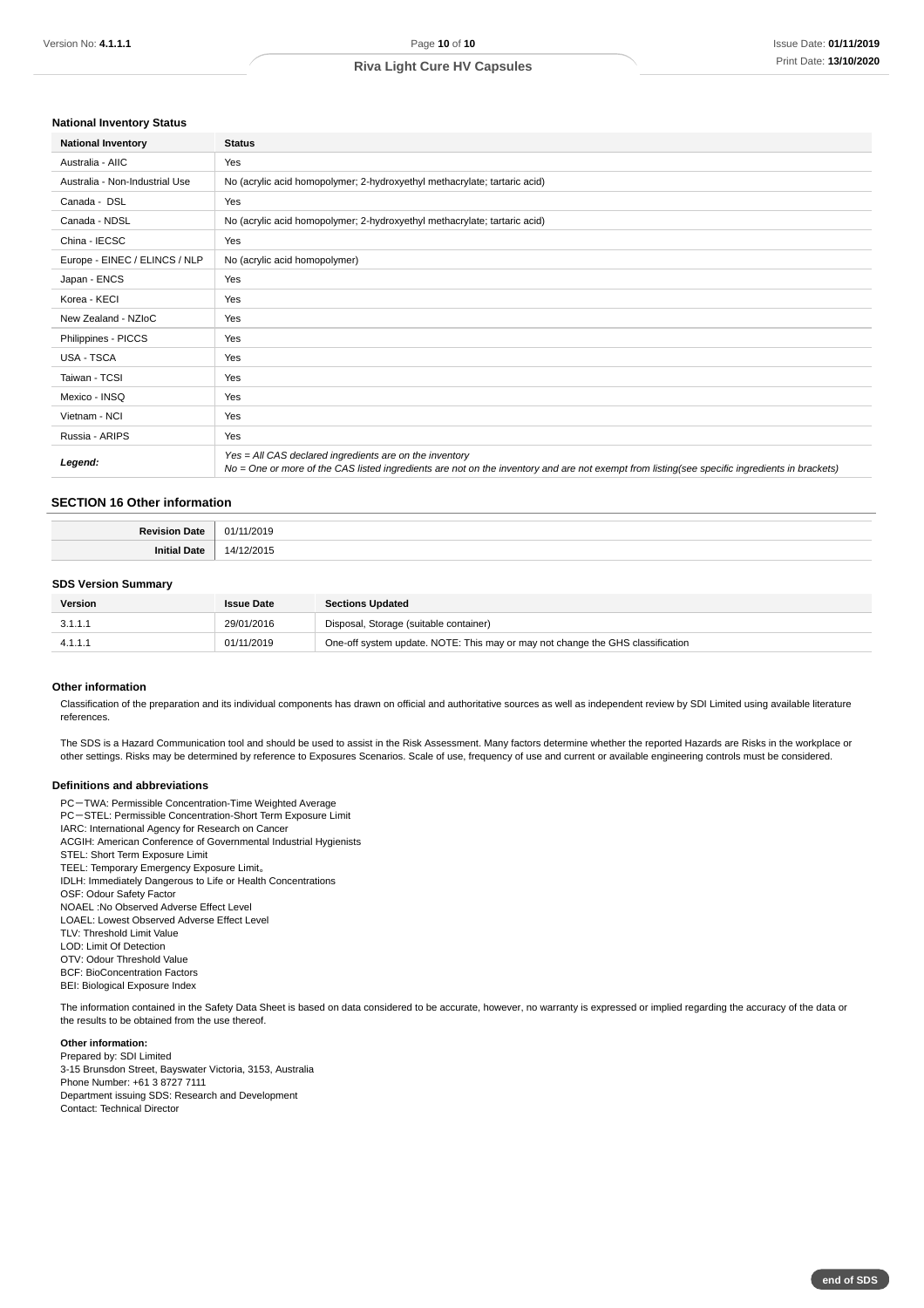### National Inventory Status

| National Inventory | Status |
|---|---|
| Australia - AIIC | Yes |
| Australia - Non-Industrial Use | No (acrylic acid homopolymer; 2-hydroxyethyl methacrylate; tartaric acid) |
| Canada - DSL | Yes |
| Canada - NDSL | No (acrylic acid homopolymer; 2-hydroxyethyl methacrylate; tartaric acid) |
| China - IECSC | Yes |
| Europe - EINEC / ELINCS / NLP | No (acrylic acid homopolymer) |
| Japan - ENCS | Yes |
| Korea - KECI | Yes |
| New Zealand - NZIoC | Yes |
| Philippines - PICCS | Yes |
| USA - TSCA | Yes |
| Taiwan - TCSI | Yes |
| Mexico - INSQ | Yes |
| Vietnam - NCI | Yes |
| Russia - ARIPS | Yes |
| ***Legend:*** | *Yes = All CAS declared ingredients are on the inventory*<br>*No = One or more of the CAS listed ingredients are not on the inventory and are not exempt from listing(see specific ingredients in brackets)* |

## SECTION 16 Other information

| | |
|---|---|
| **Revision Date** | 01/11/2019 |
| **Initial Date** | 14/12/2015 |

### SDS Version Summary

| Version | Issue Date | Sections Updated |
|---|---|---|
| 3.1.1.1 | 29/01/2016 | Disposal, Storage (suitable container) |
| 4.1.1.1 | 01/11/2019 | One-off system update. NOTE: This may or may not change the GHS classification |

### Other information

Classification of the preparation and its individual components has drawn on official and authoritative sources as well as independent review by SDI Limited using available literature references.

The SDS is a Hazard Communication tool and should be used to assist in the Risk Assessment. Many factors determine whether the reported Hazards are Risks in the workplace or other settings. Risks may be determined by reference to Exposures Scenarios. Scale of use, frequency of use and current or available engineering controls must be considered.

### Definitions and abbreviations

PC－TWA: Permissible Concentration-Time Weighted Average
PC－STEL: Permissible Concentration-Short Term Exposure Limit
IARC: International Agency for Research on Cancer
ACGIH: American Conference of Governmental Industrial Hygienists
STEL: Short Term Exposure Limit
TEEL: Temporary Emergency Exposure Limit。
IDLH: Immediately Dangerous to Life or Health Concentrations
OSF: Odour Safety Factor
NOAEL :No Observed Adverse Effect Level
LOAEL: Lowest Observed Adverse Effect Level
TLV: Threshold Limit Value
LOD: Limit Of Detection
OTV: Odour Threshold Value
BCF: BioConcentration Factors
BEI: Biological Exposure Index

The information contained in the Safety Data Sheet is based on data considered to be accurate, however, no warranty is expressed or implied regarding the accuracy of the data or the results to be obtained from the use thereof.

**Other information:**
Prepared by: SDI Limited
3-15 Brunsdon Street, Bayswater Victoria, 3153, Australia
Phone Number: +61 3 8727 7111
Department issuing SDS: Research and Development
Contact: Technical Director

**end of SDS**